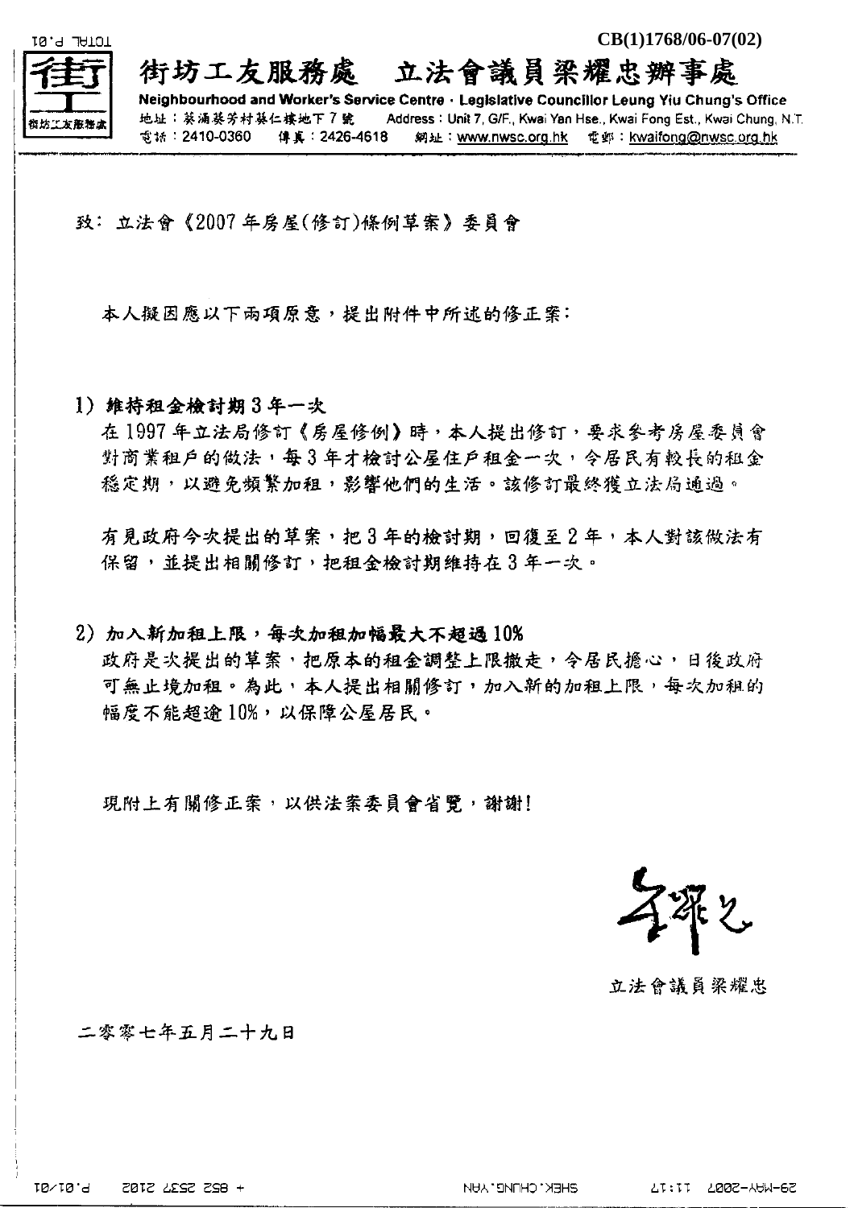CB(1)1768/06-07(02)

# 街坊工友服務處　立法會議員梁耀忠辦事處

**Neighbourhood and Worker's Service Centre · Legislative Councillor Leung Yiu Chung's Office**

地址：葵涌葵芳村葵仁樓地下7號　Address : Unit 7, G/F., Kwai Yan Hse., Kwai Fong Est., Kwai Chung, N.T.

電話：2410-0360　傳真：2426-4618　網址：www.nwsc.org.hk　電郵：kwaifong@nwsc.org.hk

致：立法會《2007年房屋(修訂)條例草案》委員會

本人擬因應以下兩項原意，提出附件中所述的修正案：

**1) 維持租金檢討期3年一次**

在1997年立法局修訂《房屋條例》時，本人提出修訂，要求參考房屋委員會對商業租戶的做法，每3年才檢討公屋住戶租金一次，令居民有較長的租金穩定期，以避免頻繁加租，影響他們的生活。該修訂最終獲立法局通過。

有見政府今次提出的草案，把3年的檢討期，回復至2年，本人對該做法有保留，並提出相關修訂，把租金檢討期維持在3年一次。

**2) 加入新加租上限，每次加租加幅最大不超過10%**

政府是次提出的草案，把原本的租金調整上限撤走，令居民擔心，日後政府可無止境加租。為此，本人提出相關修訂，加入新的加租上限，每次加租的幅度不能超逾10%，以保障公屋居民。

現附上有關修正案，以供法案委員會省覽，謝謝！

立法會議員梁耀忠

二零零七年五月二十九日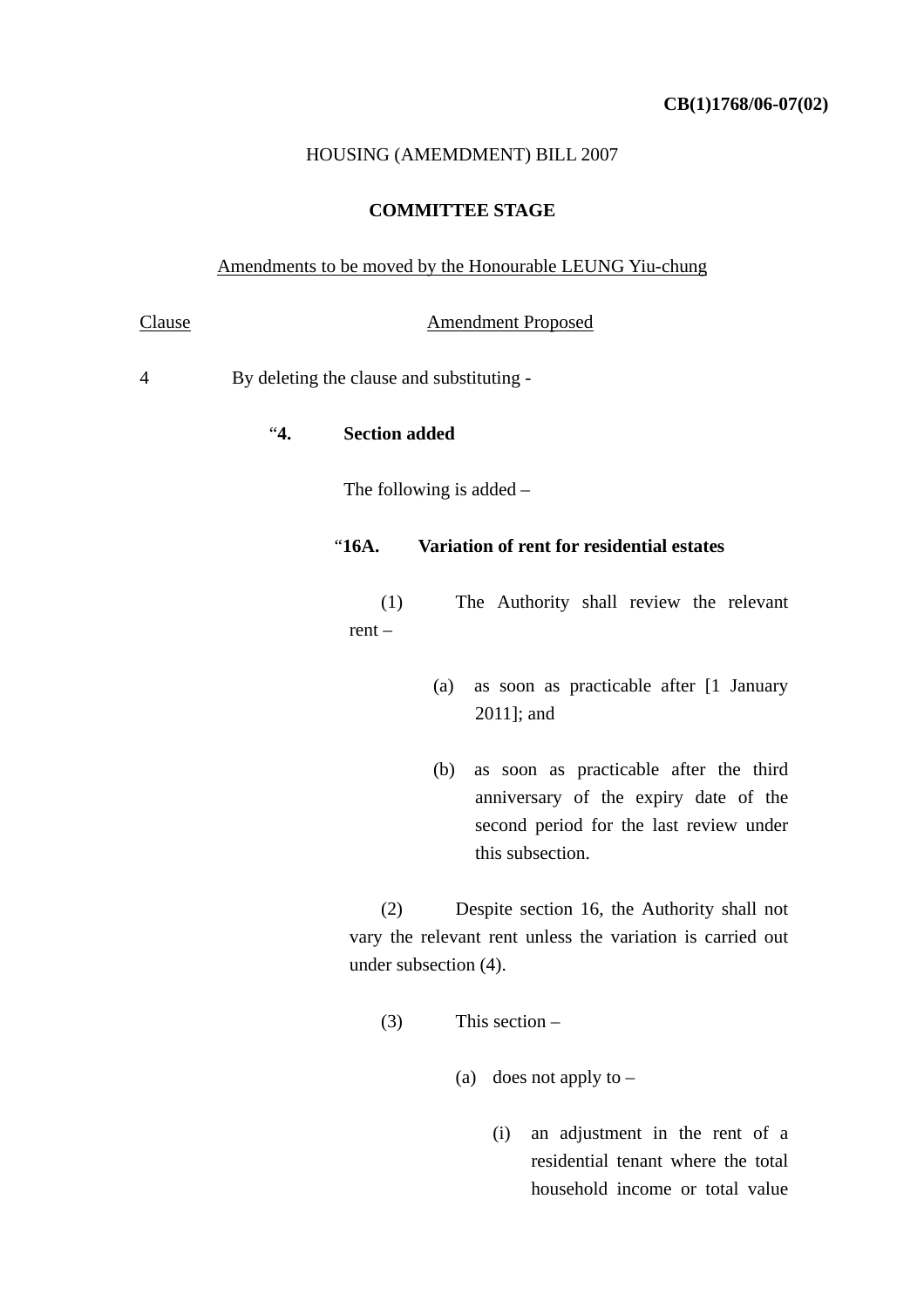**CB(1)1768/06-07(02)**

HOUSING (AMEMDMENT) BILL 2007

**COMMITTEE STAGE**

Amendments to be moved by the Honourable LEUNG Yiu-chung

| Clause | Amendment Proposed |
|---|---|

4 By deleting the clause and substituting -

"**4. Section added**

The following is added –

"**16A. Variation of rent for residential estates**

(1) The Authority shall review the relevant rent –

(a) as soon as practicable after [1 January 2011]; and

(b) as soon as practicable after the third anniversary of the expiry date of the second period for the last review under this subsection.

(2) Despite section 16, the Authority shall not vary the relevant rent unless the variation is carried out under subsection (4).

(3) This section –

(a) does not apply to –

(i) an adjustment in the rent of a residential tenant where the total household income or total value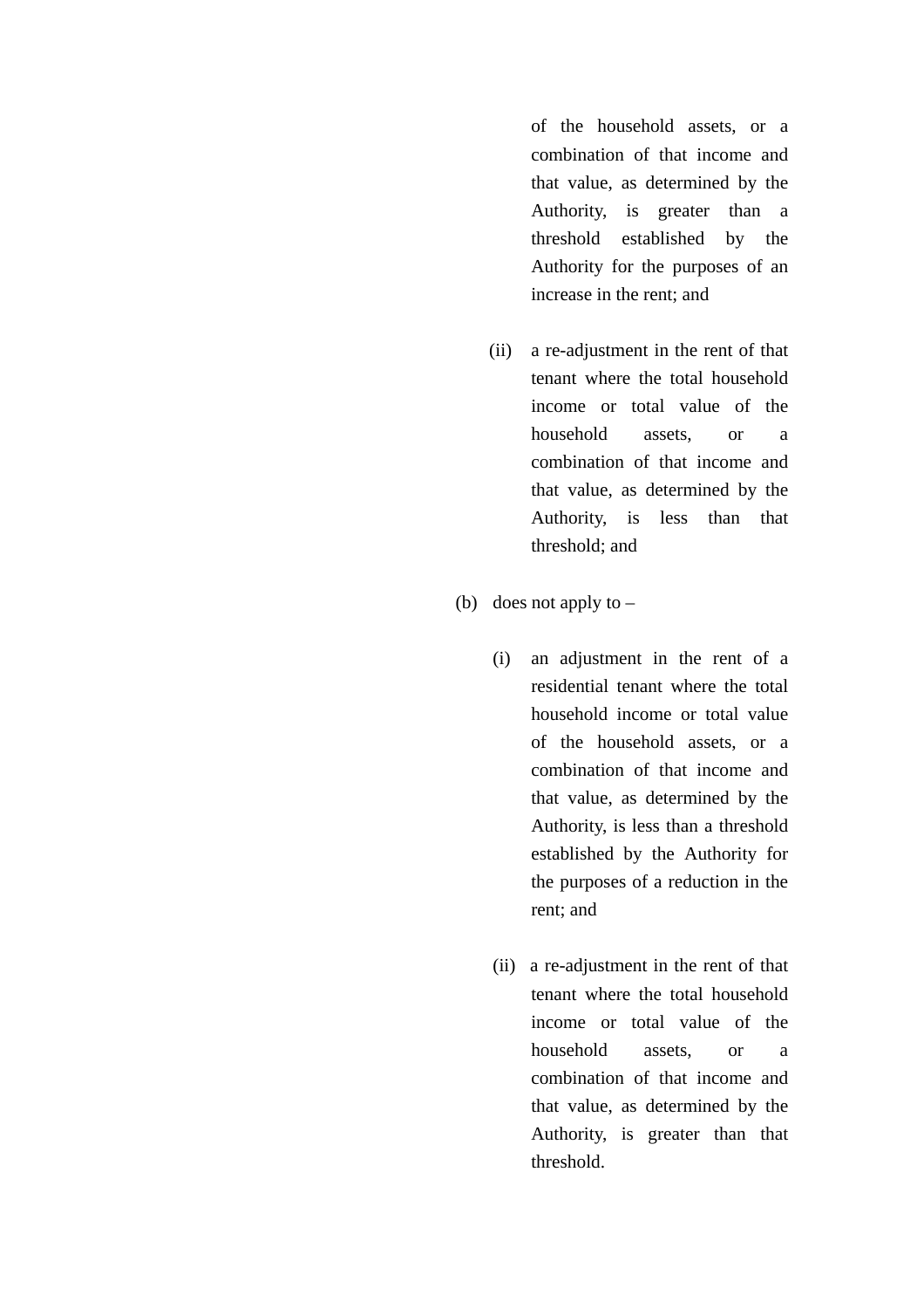of the household assets, or a combination of that income and that value, as determined by the Authority, is greater than a threshold established by the Authority for the purposes of an increase in the rent; and

(ii) a re-adjustment in the rent of that tenant where the total household income or total value of the household assets, or a combination of that income and that value, as determined by the Authority, is less than that threshold; and

(b) does not apply to –

(i) an adjustment in the rent of a residential tenant where the total household income or total value of the household assets, or a combination of that income and that value, as determined by the Authority, is less than a threshold established by the Authority for the purposes of a reduction in the rent; and

(ii) a re-adjustment in the rent of that tenant where the total household income or total value of the household assets, or a combination of that income and that value, as determined by the Authority, is greater than that threshold.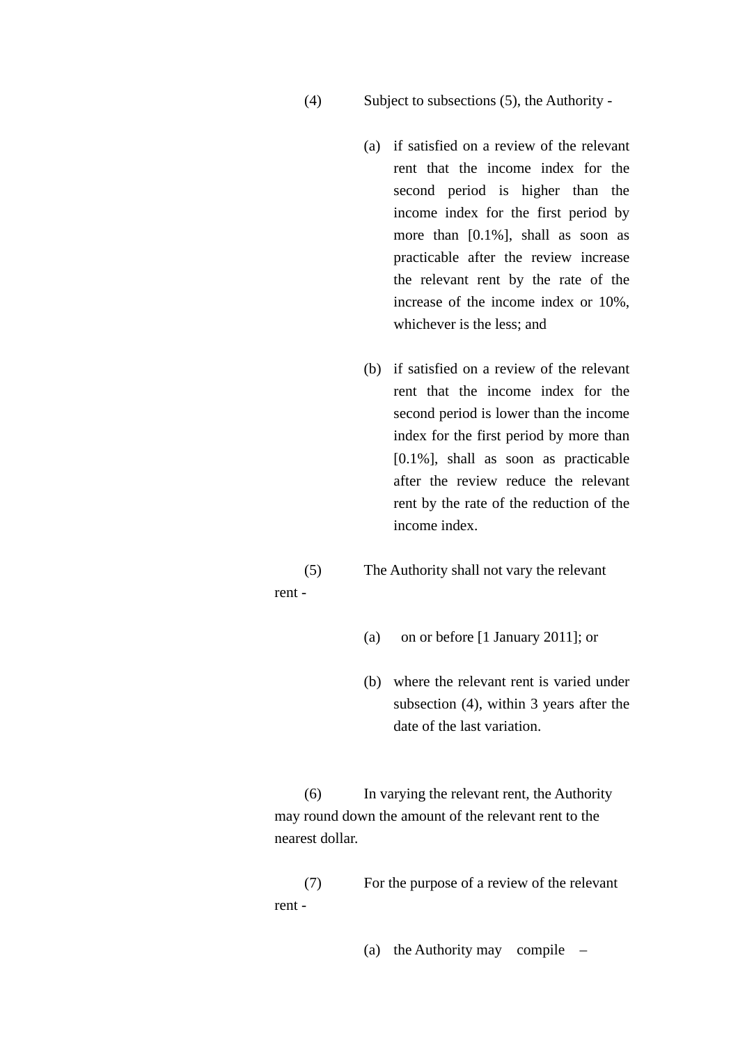(4) Subject to subsections (5), the Authority -

(a) if satisfied on a review of the relevant rent that the income index for the second period is higher than the income index for the first period by more than [0.1%], shall as soon as practicable after the review increase the relevant rent by the rate of the increase of the income index or 10%, whichever is the less; and

(b) if satisfied on a review of the relevant rent that the income index for the second period is lower than the income index for the first period by more than [0.1%], shall as soon as practicable after the review reduce the relevant rent by the rate of the reduction of the income index.

(5) The Authority shall not vary the relevant rent -

(a) on or before [1 January 2011]; or

(b) where the relevant rent is varied under subsection (4), within 3 years after the date of the last variation.

(6) In varying the relevant rent, the Authority may round down the amount of the relevant rent to the nearest dollar.

(7) For the purpose of a review of the relevant rent -

(a) the Authority may compile –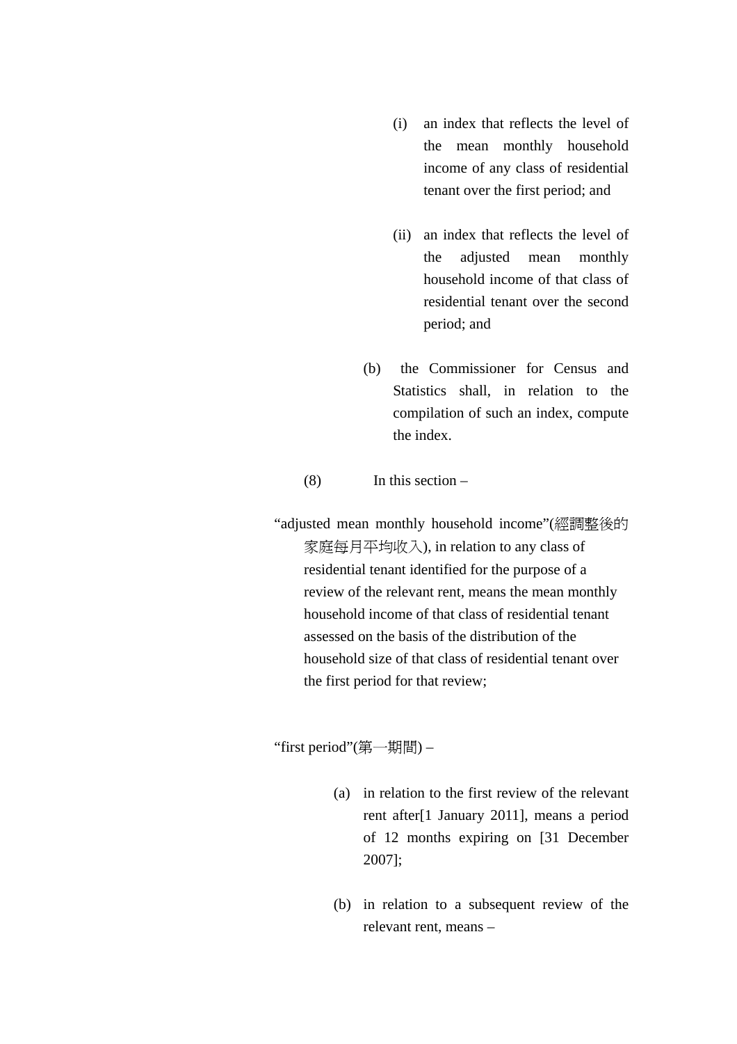(i) an index that reflects the level of the mean monthly household income of any class of residential tenant over the first period; and

(ii) an index that reflects the level of the adjusted mean monthly household income of that class of residential tenant over the second period; and

(b) the Commissioner for Census and Statistics shall, in relation to the compilation of such an index, compute the index.

(8) In this section –

“adjusted mean monthly household income”(經調整後的家庭每月平均收入), in relation to any class of residential tenant identified for the purpose of a review of the relevant rent, means the mean monthly household income of that class of residential tenant assessed on the basis of the distribution of the household size of that class of residential tenant over the first period for that review;

“first period”(第一期間) –

(a) in relation to the first review of the relevant rent after[1 January 2011], means a period of 12 months expiring on [31 December 2007];

(b) in relation to a subsequent review of the relevant rent, means –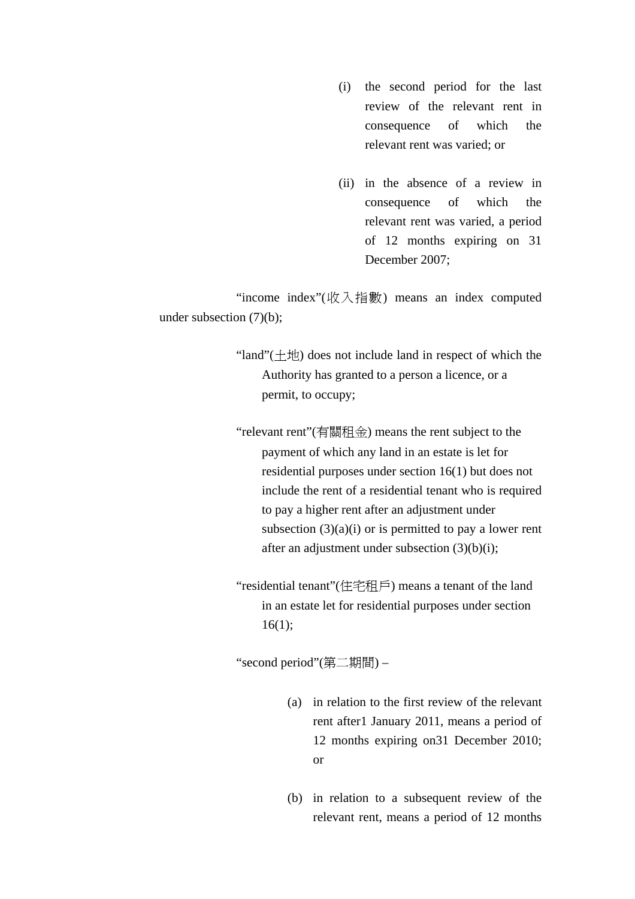(i) the second period for the last review of the relevant rent in consequence of which the relevant rent was varied; or

(ii) in the absence of a review in consequence of which the relevant rent was varied, a period of 12 months expiring on 31 December 2007;

"income index"(收入指數) means an index computed under subsection (7)(b);

"land"(土地) does not include land in respect of which the Authority has granted to a person a licence, or a permit, to occupy;

"relevant rent"(有關租金) means the rent subject to the payment of which any land in an estate is let for residential purposes under section 16(1) but does not include the rent of a residential tenant who is required to pay a higher rent after an adjustment under subsection (3)(a)(i) or is permitted to pay a lower rent after an adjustment under subsection (3)(b)(i);

"residential tenant"(住宅租戶) means a tenant of the land in an estate let for residential purposes under section 16(1);

"second period"(第二期間) –

(a) in relation to the first review of the relevant rent after1 January 2011, means a period of 12 months expiring on31 December 2010; or

(b) in relation to a subsequent review of the relevant rent, means a period of 12 months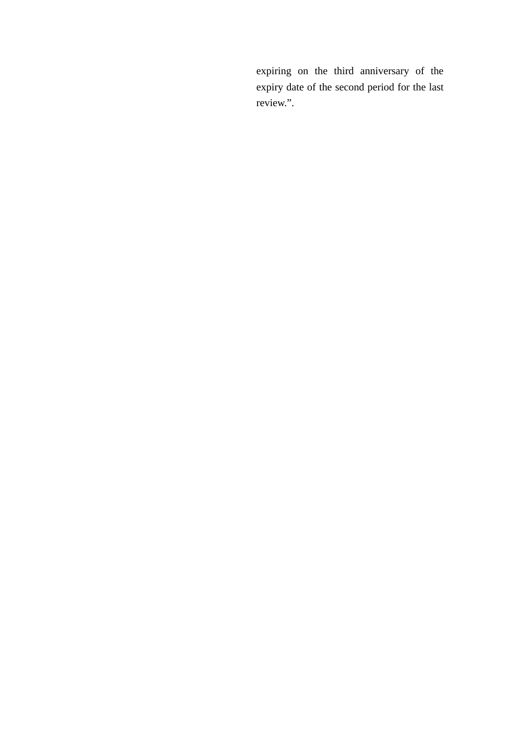expiring on the third anniversary of the expiry date of the second period for the last review.”.